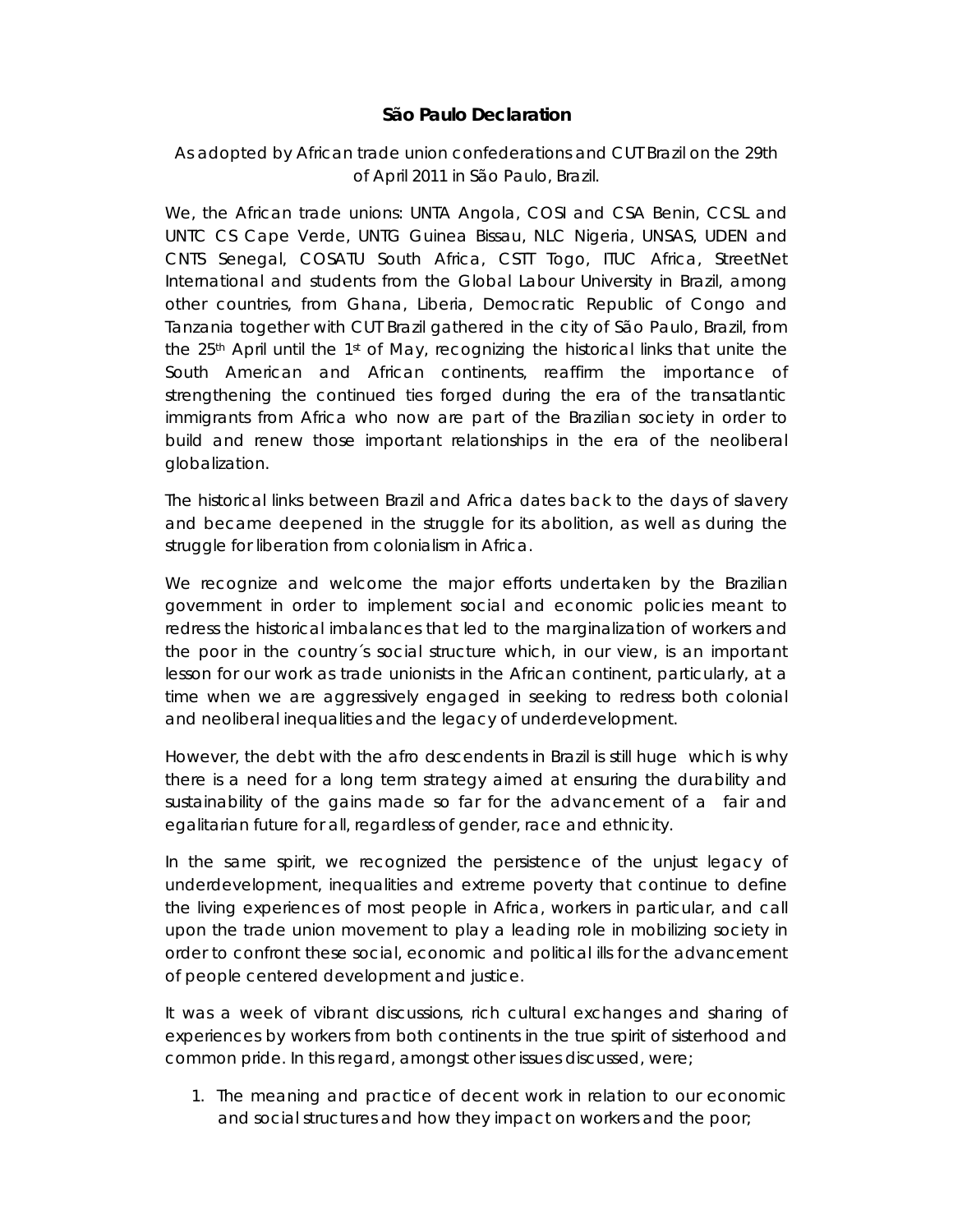**São Paulo Declaration**

As adopted by African trade union confederations and CUT Brazil on the 29th of April 2011 in São Paulo, Brazil.

We, the African trade unions: UNTA Angola, COSI and CSA Benin, CCSL and UNTC CS Cape Verde, UNTG Guinea Bissau, NLC Nigeria, UNSAS, UDEN and CNTS Senegal, COSATU South Africa, CSTT Togo, ITUC Africa, StreetNet International and students from the Global Labour University in Brazil, among other countries, from Ghana, Liberia, Democratic Republic of Congo and Tanzania together with CUT Brazil gathered in the city of São Paulo, Brazil, from the 25th April until the 1st of May, recognizing the historical links that unite the South American and African continents, reaffirm the importance of strengthening the continued ties forged during the era of the transatlantic immigrants from Africa who now are part of the Brazilian society in order to build and renew those important relationships in the era of the neoliberal globalization.

The historical links between Brazil and Africa dates back to the days of slavery and became deepened in the struggle for its abolition, as well as during the struggle for liberation from colonialism in Africa.

We recognize and welcome the major efforts undertaken by the Brazilian government in order to implement social and economic policies meant to redress the historical imbalances that led to the marginalization of workers and the poor in the country´s social structure which, in our view, is an important lesson for our work as trade unionists in the African continent, particularly, at a time when we are aggressively engaged in seeking to redress both colonial and neoliberal inequalities and the legacy of underdevelopment.

However, the debt with the afro descendents in Brazil is still huge which is why there is a need for a long term strategy aimed at ensuring the durability and sustainability of the gains made so far for the advancement of a fair and egalitarian future for all, regardless of gender, race and ethnicity.

In the same spirit, we recognized the persistence of the unjust legacy of underdevelopment, inequalities and extreme poverty that continue to define the living experiences of most people in Africa, workers in particular, and call upon the trade union movement to play a leading role in mobilizing society in order to confront these social, economic and political ills for the advancement of people centered development and justice.

It was a week of vibrant discussions, rich cultural exchanges and sharing of experiences by workers from both continents in the true spirit of sisterhood and common pride. In this regard, amongst other issues discussed, were;

1. The meaning and practice of decent work in relation to our economic and social structures and how they impact on workers and the poor;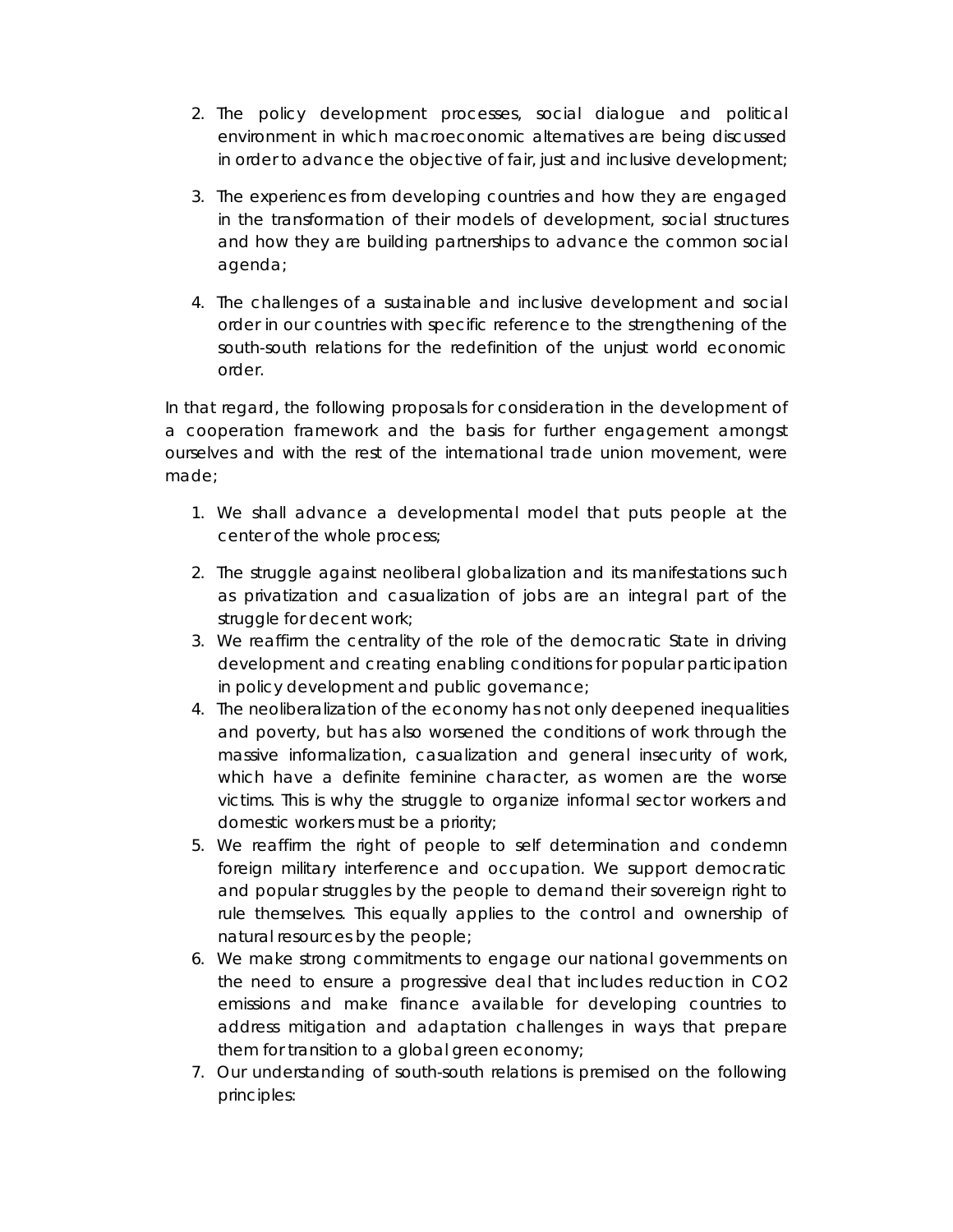2. The policy development processes, social dialogue and political environment in which macroeconomic alternatives are being discussed in order to advance the objective of fair, just and inclusive development;

3. The experiences from developing countries and how they are engaged in the transformation of their models of development, social structures and how they are building partnerships to advance the common social agenda;

4. The challenges of a sustainable and inclusive development and social order in our countries with specific reference to the strengthening of the south-south relations for the redefinition of the unjust world economic order.

In that regard, the following proposals for consideration in the development of a cooperation framework and the basis for further engagement amongst ourselves and with the rest of the international trade union movement, were made;

1. We shall advance a developmental model that puts people at the center of the whole process;
2. The struggle against neoliberal globalization and its manifestations such as privatization and casualization of jobs are an integral part of the struggle for decent work;
3. We reaffirm the centrality of the role of the democratic State in driving development and creating enabling conditions for popular participation in policy development and public governance;
4. The neoliberalization of the economy has not only deepened inequalities and poverty, but has also worsened the conditions of work through the massive informalization, casualization and general insecurity of work, which have a definite feminine character, as women are the worse victims. This is why the struggle to organize informal sector workers and domestic workers must be a priority;
5. We reaffirm the right of people to self determination and condemn foreign military interference and occupation. We support democratic and popular struggles by the people to demand their sovereign right to rule themselves. This equally applies to the control and ownership of natural resources by the people;
6. We make strong commitments to engage our national governments on the need to ensure a progressive deal that includes reduction in $CO_2$ emissions and make finance available for developing countries to address mitigation and adaptation challenges in ways that prepare them for transition to a global green economy;
7. Our understanding of south-south relations is premised on the following principles: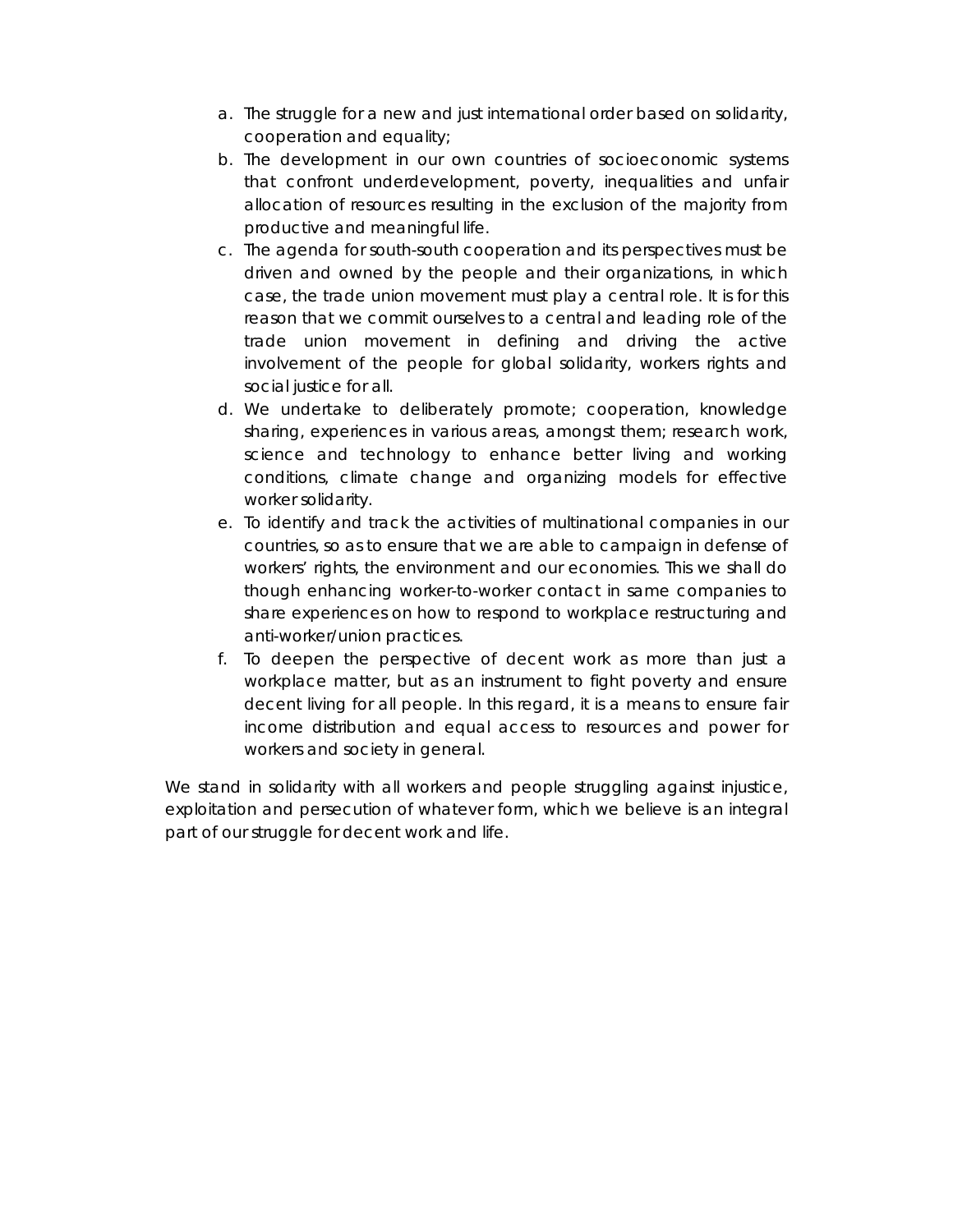a. The struggle for a new and just international order based on solidarity, cooperation and equality;
b. The development in our own countries of socioeconomic systems that confront underdevelopment, poverty, inequalities and unfair allocation of resources resulting in the exclusion of the majority from productive and meaningful life.
c. The agenda for south-south cooperation and its perspectives must be driven and owned by the people and their organizations, in which case, the trade union movement must play a central role. It is for this reason that we commit ourselves to a central and leading role of the trade union movement in defining and driving the active involvement of the people for global solidarity, workers rights and social justice for all.
d. We undertake to deliberately promote; cooperation, knowledge sharing, experiences in various areas, amongst them; research work, science and technology to enhance better living and working conditions, climate change and organizing models for effective worker solidarity.
e. To identify and track the activities of multinational companies in our countries, so as to ensure that we are able to campaign in defense of workers' rights, the environment and our economies. This we shall do though enhancing worker-to-worker contact in same companies to share experiences on how to respond to workplace restructuring and anti-worker/union practices.
f. To deepen the perspective of decent work as more than just a workplace matter, but as an instrument to fight poverty and ensure decent living for all people. In this regard, it is a means to ensure fair income distribution and equal access to resources and power for workers and society in general.

We stand in solidarity with all workers and people struggling against injustice, exploitation and persecution of whatever form, which we believe is an integral part of our struggle for decent work and life.